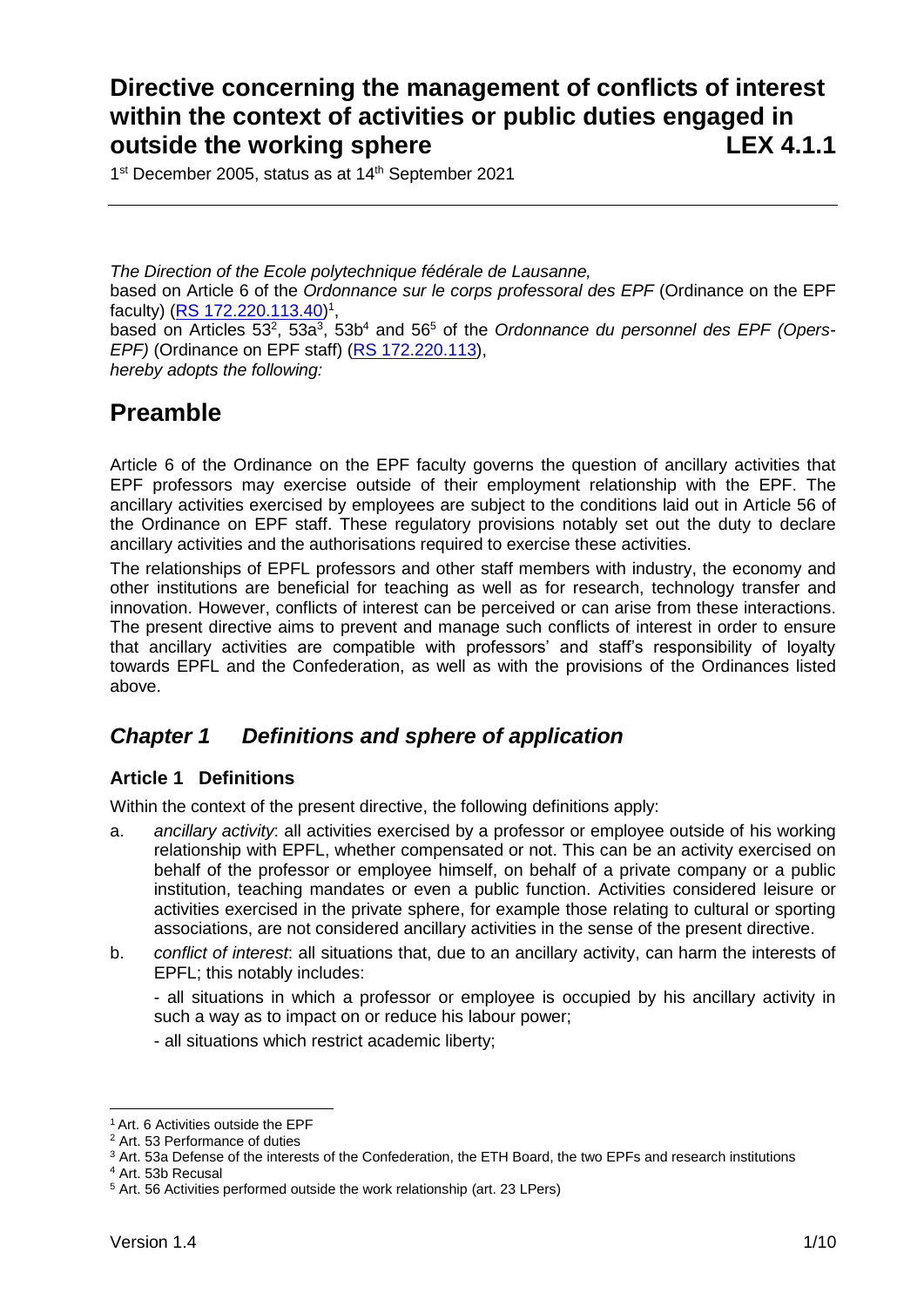# Directive concerning the management of conflicts of interest within the context of activities or public duties engaged in outside the working sphere LEX 4.1.1

1st December 2005, status as at 14th September 2021

*The Direction of the Ecole polytechnique fédérale de Lausanne,*
based on Article 6 of the *Ordonnance sur le corps professoral des EPF* (Ordinance on the EPF faculty) (RS 172.220.113.40)[1],
based on Articles 53[2], 53a[3], 53b[4] and 56[5] of the *Ordonnance du personnel des EPF (Opers-EPF)* (Ordinance on EPF staff) (RS 172.220.113),
*hereby adopts the following:*

## Preamble

Article 6 of the Ordinance on the EPF faculty governs the question of ancillary activities that EPF professors may exercise outside of their employment relationship with the EPF. The ancillary activities exercised by employees are subject to the conditions laid out in Article 56 of the Ordinance on EPF staff. These regulatory provisions notably set out the duty to declare ancillary activities and the authorisations required to exercise these activities.

The relationships of EPFL professors and other staff members with industry, the economy and other institutions are beneficial for teaching as well as for research, technology transfer and innovation. However, conflicts of interest can be perceived or can arise from these interactions. The present directive aims to prevent and manage such conflicts of interest in order to ensure that ancillary activities are compatible with professors' and staff's responsibility of loyalty towards EPFL and the Confederation, as well as with the provisions of the Ordinances listed above.

## *Chapter 1 Definitions and sphere of application*

### Article 1 Definitions

Within the context of the present directive, the following definitions apply:

a. *ancillary activity*: all activities exercised by a professor or employee outside of his working relationship with EPFL, whether compensated or not. This can be an activity exercised on behalf of the professor or employee himself, on behalf of a private company or a public institution, teaching mandates or even a public function. Activities considered leisure or activities exercised in the private sphere, for example those relating to cultural or sporting associations, are not considered ancillary activities in the sense of the present directive.

b. *conflict of interest*: all situations that, due to an ancillary activity, can harm the interests of EPFL; this notably includes:

   - all situations in which a professor or employee is occupied by his ancillary activity in such a way as to impact on or reduce his labour power;

   - all situations which restrict academic liberty;

---

[1] Art. 6 Activities outside the EPF
[2] Art. 53 Performance of duties
[3] Art. 53a Defense of the interests of the Confederation, the ETH Board, the two EPFs and research institutions
[4] Art. 53b Recusal
[5] Art. 56 Activities performed outside the work relationship (art. 23 LPers)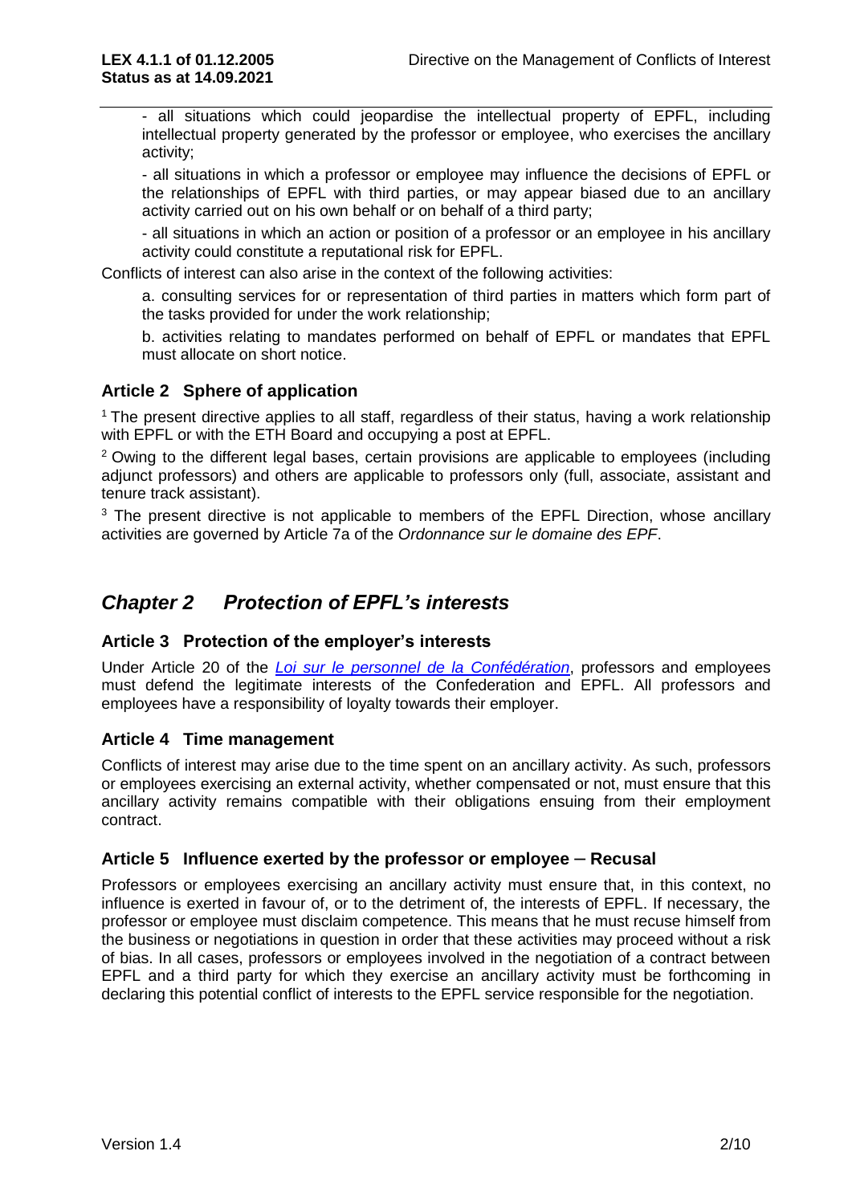- all situations which could jeopardise the intellectual property of EPFL, including intellectual property generated by the professor or employee, who exercises the ancillary activity;

- all situations in which a professor or employee may influence the decisions of EPFL or the relationships of EPFL with third parties, or may appear biased due to an ancillary activity carried out on his own behalf or on behalf of a third party;

- all situations in which an action or position of a professor or an employee in his ancillary activity could constitute a reputational risk for EPFL.

Conflicts of interest can also arise in the context of the following activities:

a. consulting services for or representation of third parties in matters which form part of the tasks provided for under the work relationship;

b. activities relating to mandates performed on behalf of EPFL or mandates that EPFL must allocate on short notice.

### Article 2 Sphere of application

[1] The present directive applies to all staff, regardless of their status, having a work relationship with EPFL or with the ETH Board and occupying a post at EPFL.

[2] Owing to the different legal bases, certain provisions are applicable to employees (including adjunct professors) and others are applicable to professors only (full, associate, assistant and tenure track assistant).

[3] The present directive is not applicable to members of the EPFL Direction, whose ancillary activities are governed by Article 7a of the *Ordonnance sur le domaine des EPF*.

## *Chapter 2 Protection of EPFL's interests*

### Article 3 Protection of the employer's interests

Under Article 20 of the *Loi sur le personnel de la Confédération*, professors and employees must defend the legitimate interests of the Confederation and EPFL. All professors and employees have a responsibility of loyalty towards their employer.

### Article 4 Time management

Conflicts of interest may arise due to the time spent on an ancillary activity. As such, professors or employees exercising an external activity, whether compensated or not, must ensure that this ancillary activity remains compatible with their obligations ensuing from their employment contract.

### Article 5 Influence exerted by the professor or employee – Recusal

Professors or employees exercising an ancillary activity must ensure that, in this context, no influence is exerted in favour of, or to the detriment of, the interests of EPFL. If necessary, the professor or employee must disclaim competence. This means that he must recuse himself from the business or negotiations in question in order that these activities may proceed without a risk of bias. In all cases, professors or employees involved in the negotiation of a contract between EPFL and a third party for which they exercise an ancillary activity must be forthcoming in declaring this potential conflict of interests to the EPFL service responsible for the negotiation.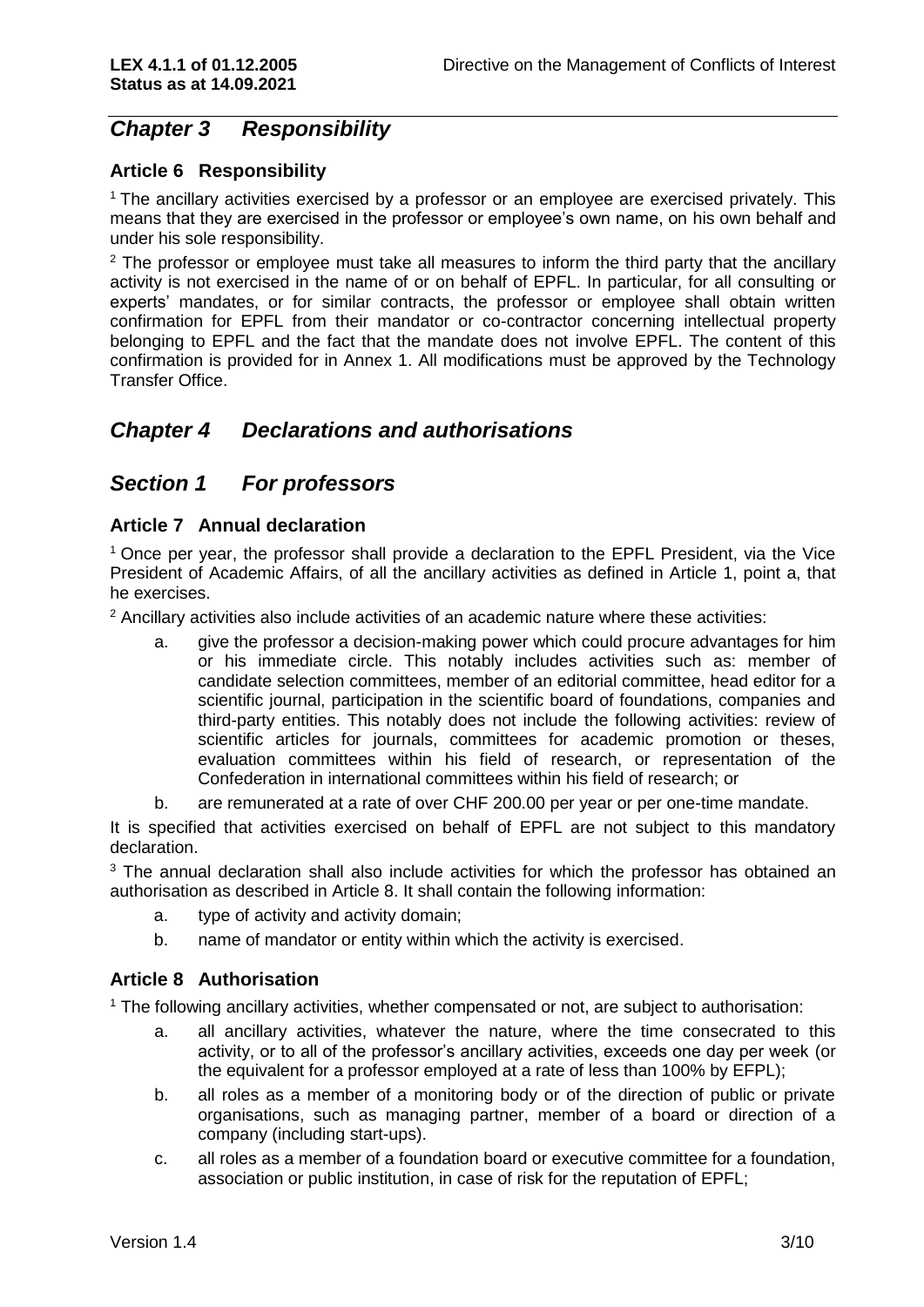## *Chapter 3 Responsibility*

### Article 6 Responsibility

[1] The ancillary activities exercised by a professor or an employee are exercised privately. This means that they are exercised in the professor or employee's own name, on his own behalf and under his sole responsibility.

[2] The professor or employee must take all measures to inform the third party that the ancillary activity is not exercised in the name of or on behalf of EPFL. In particular, for all consulting or experts' mandates, or for similar contracts, the professor or employee shall obtain written confirmation for EPFL from their mandator or co-contractor concerning intellectual property belonging to EPFL and the fact that the mandate does not involve EPFL. The content of this confirmation is provided for in Annex 1. All modifications must be approved by the Technology Transfer Office.

## *Chapter 4 Declarations and authorisations*

## *Section 1 For professors*

### Article 7 Annual declaration

[1] Once per year, the professor shall provide a declaration to the EPFL President, via the Vice President of Academic Affairs, of all the ancillary activities as defined in Article 1, point a, that he exercises.

[2] Ancillary activities also include activities of an academic nature where these activities:

a. give the professor a decision-making power which could procure advantages for him or his immediate circle. This notably includes activities such as: member of candidate selection committees, member of an editorial committee, head editor for a scientific journal, participation in the scientific board of foundations, companies and third-party entities. This notably does not include the following activities: review of scientific articles for journals, committees for academic promotion or theses, evaluation committees within his field of research, or representation of the Confederation in international committees within his field of research; or

b. are remunerated at a rate of over CHF 200.00 per year or per one-time mandate.

It is specified that activities exercised on behalf of EPFL are not subject to this mandatory declaration.

[3] The annual declaration shall also include activities for which the professor has obtained an authorisation as described in Article 8. It shall contain the following information:

a. type of activity and activity domain;

b. name of mandator or entity within which the activity is exercised.

### Article 8 Authorisation

[1] The following ancillary activities, whether compensated or not, are subject to authorisation:

a. all ancillary activities, whatever the nature, where the time consecrated to this activity, or to all of the professor's ancillary activities, exceeds one day per week (or the equivalent for a professor employed at a rate of less than 100% by EFPL);

b. all roles as a member of a monitoring body or of the direction of public or private organisations, such as managing partner, member of a board or direction of a company (including start-ups).

c. all roles as a member of a foundation board or executive committee for a foundation, association or public institution, in case of risk for the reputation of EPFL;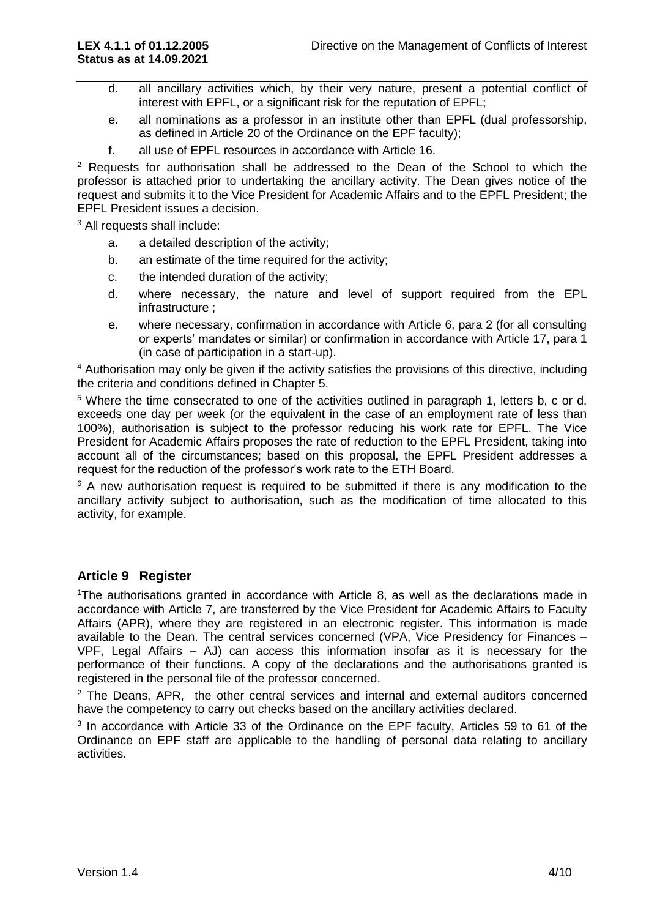d. all ancillary activities which, by their very nature, present a potential conflict of interest with EPFL, or a significant risk for the reputation of EPFL;

e. all nominations as a professor in an institute other than EPFL (dual professorship, as defined in Article 20 of the Ordinance on the EPF faculty);

f. all use of EPFL resources in accordance with Article 16.

[2] Requests for authorisation shall be addressed to the Dean of the School to which the professor is attached prior to undertaking the ancillary activity. The Dean gives notice of the request and submits it to the Vice President for Academic Affairs and to the EPFL President; the EPFL President issues a decision.

[3] All requests shall include:

a. a detailed description of the activity;

b. an estimate of the time required for the activity;

c. the intended duration of the activity;

d. where necessary, the nature and level of support required from the EPL infrastructure ;

e. where necessary, confirmation in accordance with Article 6, para 2 (for all consulting or experts' mandates or similar) or confirmation in accordance with Article 17, para 1 (in case of participation in a start-up).

[4] Authorisation may only be given if the activity satisfies the provisions of this directive, including the criteria and conditions defined in Chapter 5.

[5] Where the time consecrated to one of the activities outlined in paragraph 1, letters b, c or d, exceeds one day per week (or the equivalent in the case of an employment rate of less than 100%), authorisation is subject to the professor reducing his work rate for EPFL. The Vice President for Academic Affairs proposes the rate of reduction to the EPFL President, taking into account all of the circumstances; based on this proposal, the EPFL President addresses a request for the reduction of the professor's work rate to the ETH Board.

[6] A new authorisation request is required to be submitted if there is any modification to the ancillary activity subject to authorisation, such as the modification of time allocated to this activity, for example.

## Article 9 Register

[1]The authorisations granted in accordance with Article 8, as well as the declarations made in accordance with Article 7, are transferred by the Vice President for Academic Affairs to Faculty Affairs (APR), where they are registered in an electronic register. This information is made available to the Dean. The central services concerned (VPA, Vice Presidency for Finances – VPF, Legal Affairs – AJ) can access this information insofar as it is necessary for the performance of their functions. A copy of the declarations and the authorisations granted is registered in the personal file of the professor concerned.

[2] The Deans, APR, the other central services and internal and external auditors concerned have the competency to carry out checks based on the ancillary activities declared.

[3] In accordance with Article 33 of the Ordinance on the EPF faculty, Articles 59 to 61 of the Ordinance on EPF staff are applicable to the handling of personal data relating to ancillary activities.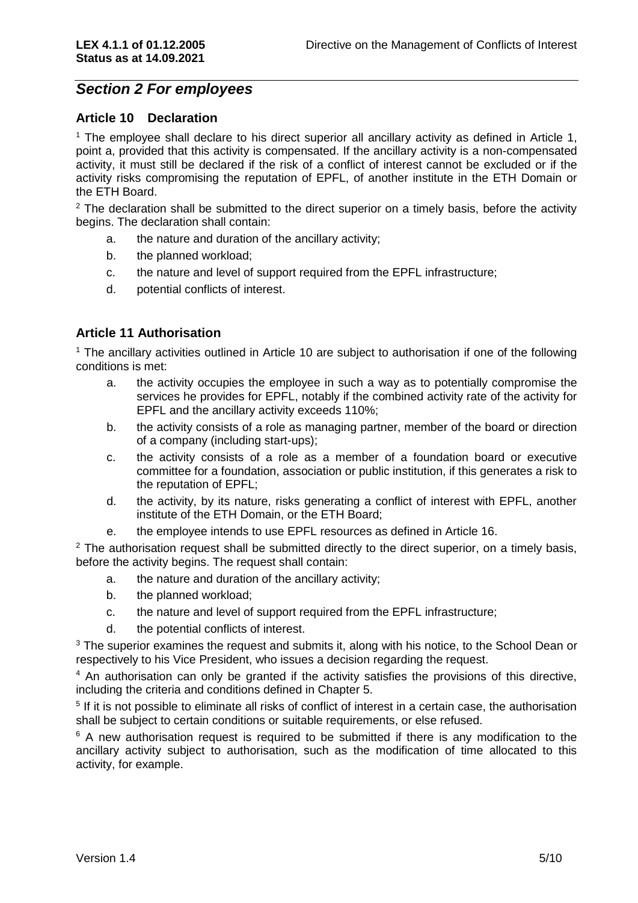## *Section 2 For employees*

### Article 10 Declaration

[1] The employee shall declare to his direct superior all ancillary activity as defined in Article 1, point a, provided that this activity is compensated. If the ancillary activity is a non-compensated activity, it must still be declared if the risk of a conflict of interest cannot be excluded or if the activity risks compromising the reputation of EPFL, of another institute in the ETH Domain or the ETH Board.

[2] The declaration shall be submitted to the direct superior on a timely basis, before the activity begins. The declaration shall contain:

a. the nature and duration of the ancillary activity;

b. the planned workload;

c. the nature and level of support required from the EPFL infrastructure;

d. potential conflicts of interest.

### Article 11 Authorisation

[1] The ancillary activities outlined in Article 10 are subject to authorisation if one of the following conditions is met:

a. the activity occupies the employee in such a way as to potentially compromise the services he provides for EPFL, notably if the combined activity rate of the activity for EPFL and the ancillary activity exceeds 110%;

b. the activity consists of a role as managing partner, member of the board or direction of a company (including start-ups);

c. the activity consists of a role as a member of a foundation board or executive committee for a foundation, association or public institution, if this generates a risk to the reputation of EPFL;

d. the activity, by its nature, risks generating a conflict of interest with EPFL, another institute of the ETH Domain, or the ETH Board;

e. the employee intends to use EPFL resources as defined in Article 16.

[2] The authorisation request shall be submitted directly to the direct superior, on a timely basis, before the activity begins. The request shall contain:

a. the nature and duration of the ancillary activity;

b. the planned workload;

c. the nature and level of support required from the EPFL infrastructure;

d. the potential conflicts of interest.

[3] The superior examines the request and submits it, along with his notice, to the School Dean or respectively to his Vice President, who issues a decision regarding the request.

[4] An authorisation can only be granted if the activity satisfies the provisions of this directive, including the criteria and conditions defined in Chapter 5.

[5] If it is not possible to eliminate all risks of conflict of interest in a certain case, the authorisation shall be subject to certain conditions or suitable requirements, or else refused.

[6] A new authorisation request is required to be submitted if there is any modification to the ancillary activity subject to authorisation, such as the modification of time allocated to this activity, for example.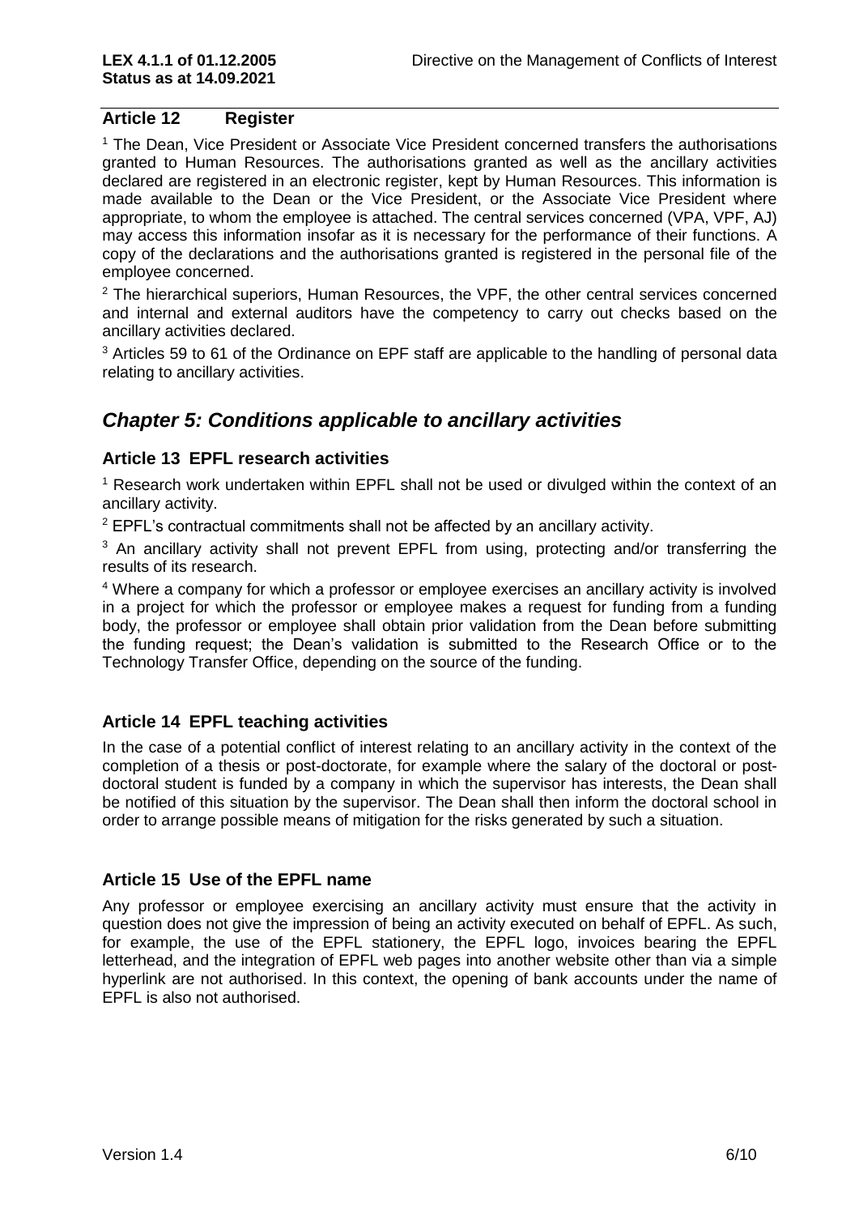## Article 12 Register

[1] The Dean, Vice President or Associate Vice President concerned transfers the authorisations granted to Human Resources. The authorisations granted as well as the ancillary activities declared are registered in an electronic register, kept by Human Resources. This information is made available to the Dean or the Vice President, or the Associate Vice President where appropriate, to whom the employee is attached. The central services concerned (VPA, VPF, AJ) may access this information insofar as it is necessary for the performance of their functions. A copy of the declarations and the authorisations granted is registered in the personal file of the employee concerned.

[2] The hierarchical superiors, Human Resources, the VPF, the other central services concerned and internal and external auditors have the competency to carry out checks based on the ancillary activities declared.

[3] Articles 59 to 61 of the Ordinance on EPF staff are applicable to the handling of personal data relating to ancillary activities.

# *Chapter 5: Conditions applicable to ancillary activities*

## Article 13 EPFL research activities

[1] Research work undertaken within EPFL shall not be used or divulged within the context of an ancillary activity.

[2] EPFL's contractual commitments shall not be affected by an ancillary activity.

[3] An ancillary activity shall not prevent EPFL from using, protecting and/or transferring the results of its research.

[4] Where a company for which a professor or employee exercises an ancillary activity is involved in a project for which the professor or employee makes a request for funding from a funding body, the professor or employee shall obtain prior validation from the Dean before submitting the funding request; the Dean's validation is submitted to the Research Office or to the Technology Transfer Office, depending on the source of the funding.

## Article 14 EPFL teaching activities

In the case of a potential conflict of interest relating to an ancillary activity in the context of the completion of a thesis or post-doctorate, for example where the salary of the doctoral or post-doctoral student is funded by a company in which the supervisor has interests, the Dean shall be notified of this situation by the supervisor. The Dean shall then inform the doctoral school in order to arrange possible means of mitigation for the risks generated by such a situation.

## Article 15 Use of the EPFL name

Any professor or employee exercising an ancillary activity must ensure that the activity in question does not give the impression of being an activity executed on behalf of EPFL. As such, for example, the use of the EPFL stationery, the EPFL logo, invoices bearing the EPFL letterhead, and the integration of EPFL web pages into another website other than via a simple hyperlink are not authorised. In this context, the opening of bank accounts under the name of EPFL is also not authorised.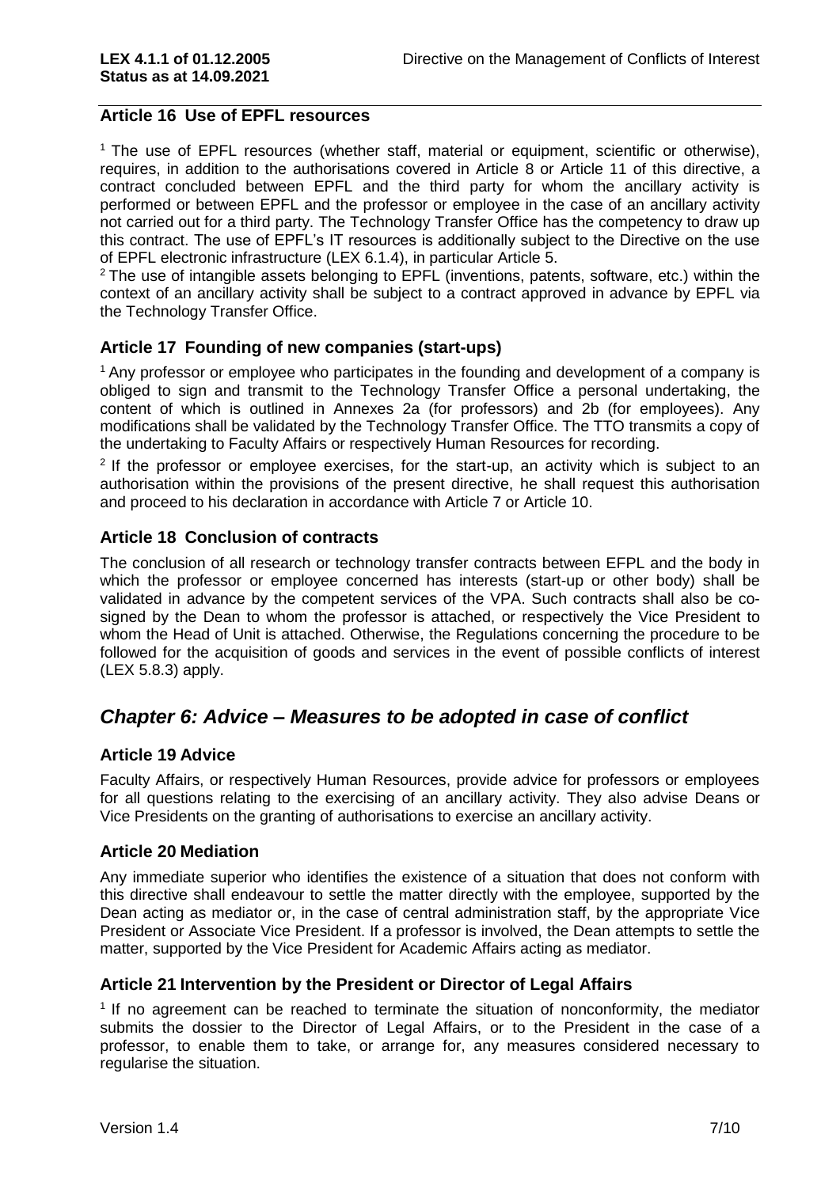### Article 16 Use of EPFL resources

[1] The use of EPFL resources (whether staff, material or equipment, scientific or otherwise), requires, in addition to the authorisations covered in Article 8 or Article 11 of this directive, a contract concluded between EPFL and the third party for whom the ancillary activity is performed or between EPFL and the professor or employee in the case of an ancillary activity not carried out for a third party. The Technology Transfer Office has the competency to draw up this contract. The use of EPFL's IT resources is additionally subject to the Directive on the use of EPFL electronic infrastructure (LEX 6.1.4), in particular Article 5.

[2] The use of intangible assets belonging to EPFL (inventions, patents, software, etc.) within the context of an ancillary activity shall be subject to a contract approved in advance by EPFL via the Technology Transfer Office.

### Article 17 Founding of new companies (start-ups)

[1] Any professor or employee who participates in the founding and development of a company is obliged to sign and transmit to the Technology Transfer Office a personal undertaking, the content of which is outlined in Annexes 2a (for professors) and 2b (for employees). Any modifications shall be validated by the Technology Transfer Office. The TTO transmits a copy of the undertaking to Faculty Affairs or respectively Human Resources for recording.

[2] If the professor or employee exercises, for the start-up, an activity which is subject to an authorisation within the provisions of the present directive, he shall request this authorisation and proceed to his declaration in accordance with Article 7 or Article 10.

### Article 18 Conclusion of contracts

The conclusion of all research or technology transfer contracts between EFPL and the body in which the professor or employee concerned has interests (start-up or other body) shall be validated in advance by the competent services of the VPA. Such contracts shall also be co-signed by the Dean to whom the professor is attached, or respectively the Vice President to whom the Head of Unit is attached. Otherwise, the Regulations concerning the procedure to be followed for the acquisition of goods and services in the event of possible conflicts of interest (LEX 5.8.3) apply.

## *Chapter 6: Advice – Measures to be adopted in case of conflict*

### Article 19 Advice

Faculty Affairs, or respectively Human Resources, provide advice for professors or employees for all questions relating to the exercising of an ancillary activity. They also advise Deans or Vice Presidents on the granting of authorisations to exercise an ancillary activity.

### Article 20 Mediation

Any immediate superior who identifies the existence of a situation that does not conform with this directive shall endeavour to settle the matter directly with the employee, supported by the Dean acting as mediator or, in the case of central administration staff, by the appropriate Vice President or Associate Vice President. If a professor is involved, the Dean attempts to settle the matter, supported by the Vice President for Academic Affairs acting as mediator.

### Article 21 Intervention by the President or Director of Legal Affairs

[1] If no agreement can be reached to terminate the situation of nonconformity, the mediator submits the dossier to the Director of Legal Affairs, or to the President in the case of a professor, to enable them to take, or arrange for, any measures considered necessary to regularise the situation.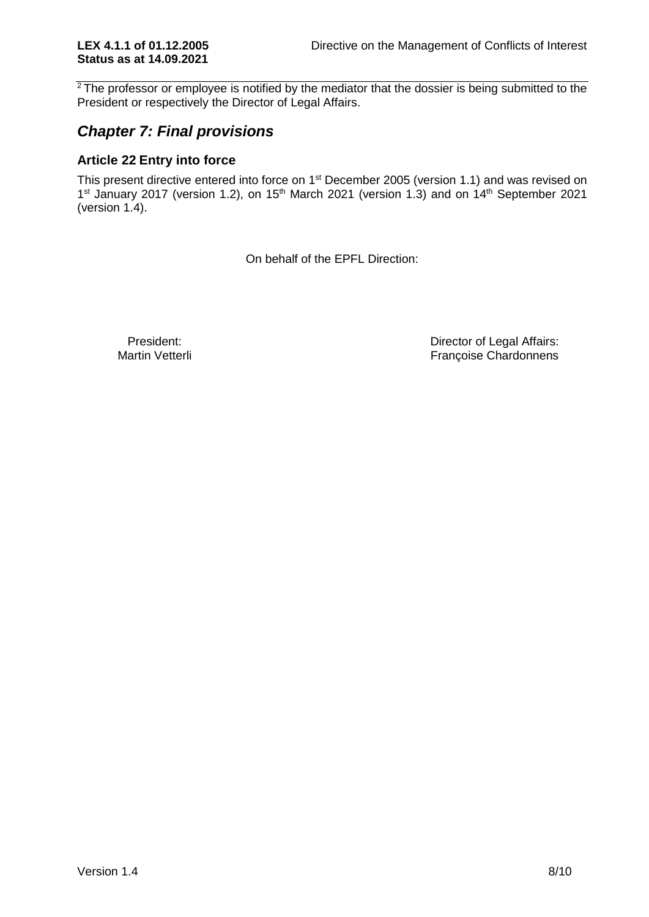[2] The professor or employee is notified by the mediator that the dossier is being submitted to the President or respectively the Director of Legal Affairs.

## *Chapter 7: Final provisions*

### Article 22 Entry into force

This present directive entered into force on 1st December 2005 (version 1.1) and was revised on 1st January 2017 (version 1.2), on 15th March 2021 (version 1.3) and on 14th September 2021 (version 1.4).

On behalf of the EPFL Direction:

President:
Martin Vetterli

Director of Legal Affairs:
Françoise Chardonnens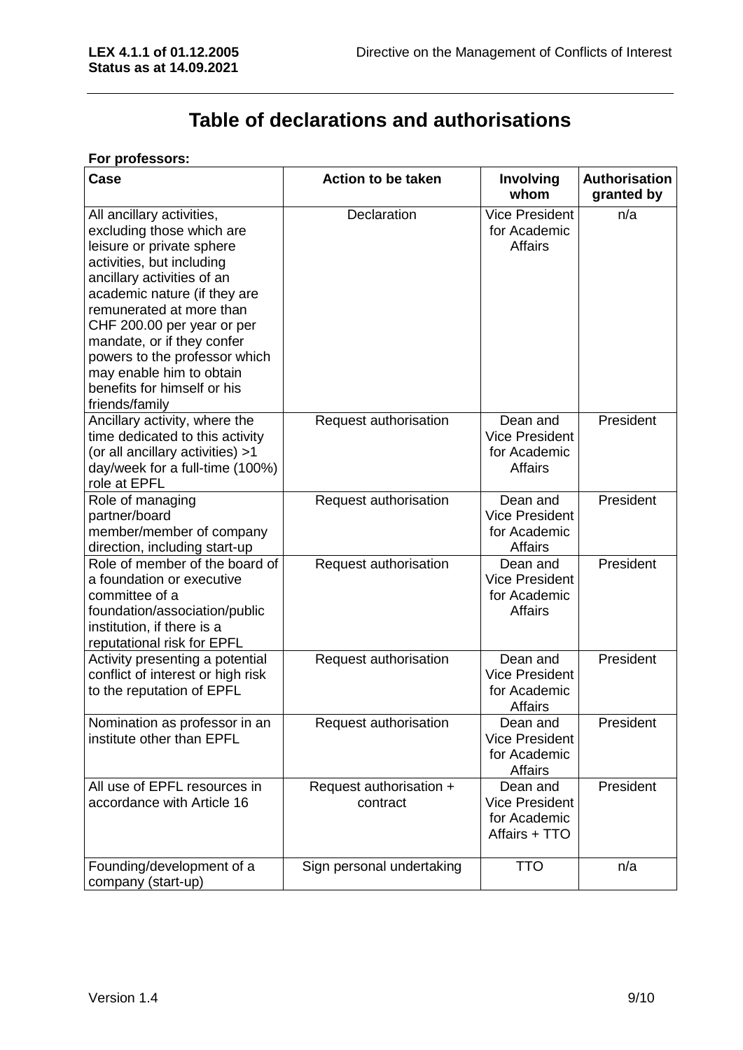# Table of declarations and authorisations

**For professors:**

| Case | Action to be taken | Involving whom | Authorisation granted by |
|---|---|---|---|
| All ancillary activities, excluding those which are leisure or private sphere activities, but including ancillary activities of an academic nature (if they are remunerated at more than CHF 200.00 per year or per mandate, or if they confer powers to the professor which may enable him to obtain benefits for himself or his friends/family | Declaration | Vice President for Academic Affairs | n/a |
| Ancillary activity, where the time dedicated to this activity (or all ancillary activities) >1 day/week for a full-time (100%) role at EPFL | Request authorisation | Dean and Vice President for Academic Affairs | President |
| Role of managing partner/board member/member of company direction, including start-up | Request authorisation | Dean and Vice President for Academic Affairs | President |
| Role of member of the board of a foundation or executive committee of a foundation/association/public institution, if there is a reputational risk for EPFL | Request authorisation | Dean and Vice President for Academic Affairs | President |
| Activity presenting a potential conflict of interest or high risk to the reputation of EPFL | Request authorisation | Dean and Vice President for Academic Affairs | President |
| Nomination as professor in an institute other than EPFL | Request authorisation | Dean and Vice President for Academic Affairs | President |
| All use of EPFL resources in accordance with Article 16 | Request authorisation + contract | Dean and Vice President for Academic Affairs + TTO | President |
| Founding/development of a company (start-up) | Sign personal undertaking | TTO | n/a |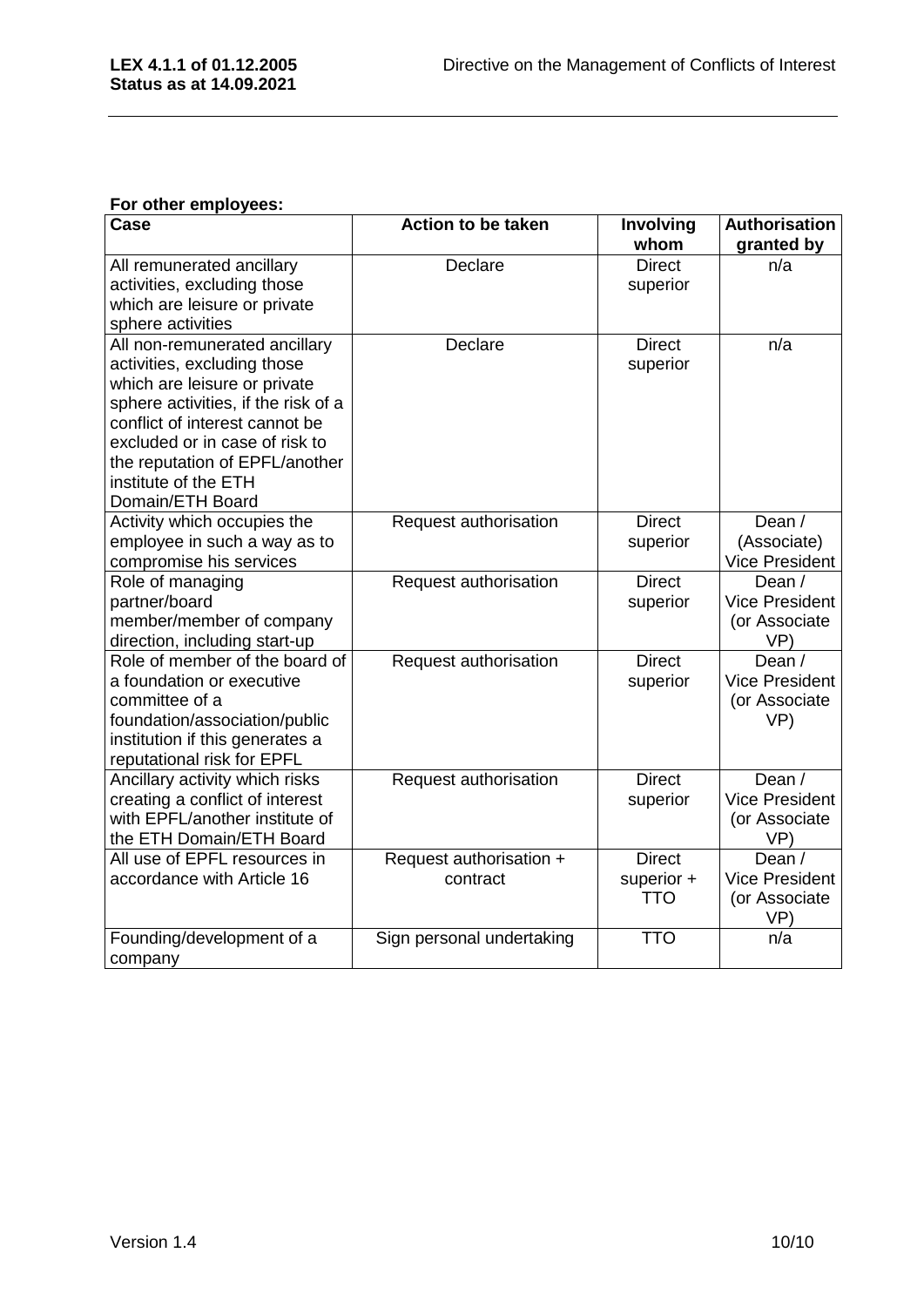**For other employees:**

| Case | Action to be taken | Involving whom | Authorisation granted by |
|---|---|---|---|
| All remunerated ancillary activities, excluding those which are leisure or private sphere activities | Declare | Direct superior | n/a |
| All non-remunerated ancillary activities, excluding those which are leisure or private sphere activities, if the risk of a conflict of interest cannot be excluded or in case of risk to the reputation of EPFL/another institute of the ETH Domain/ETH Board | Declare | Direct superior | n/a |
| Activity which occupies the employee in such a way as to compromise his services | Request authorisation | Direct superior | Dean / (Associate) Vice President |
| Role of managing partner/board member/member of company direction, including start-up | Request authorisation | Direct superior | Dean / Vice President (or Associate VP) |
| Role of member of the board of a foundation or executive committee of a foundation/association/public institution if this generates a reputational risk for EPFL | Request authorisation | Direct superior | Dean / Vice President (or Associate VP) |
| Ancillary activity which risks creating a conflict of interest with EPFL/another institute of the ETH Domain/ETH Board | Request authorisation | Direct superior | Dean / Vice President (or Associate VP) |
| All use of EPFL resources in accordance with Article 16 | Request authorisation + contract | Direct superior + TTO | Dean / Vice President (or Associate VP) |
| Founding/development of a company | Sign personal undertaking | TTO | n/a |